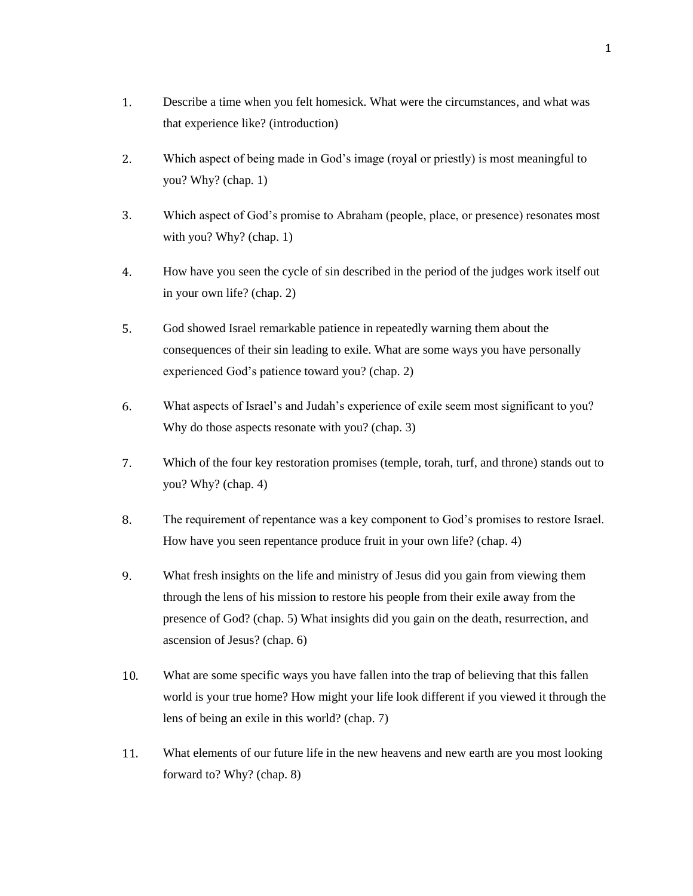1. Describe a time when you felt homesick. What were the circumstances, and what was that experience like? (introduction)

2. Which aspect of being made in God's image (royal or priestly) is most meaningful to you? Why? (chap. 1)

3. Which aspect of God's promise to Abraham (people, place, or presence) resonates most with you? Why? (chap. 1)

4. How have you seen the cycle of sin described in the period of the judges work itself out in your own life? (chap. 2)

5. God showed Israel remarkable patience in repeatedly warning them about the consequences of their sin leading to exile. What are some ways you have personally experienced God's patience toward you? (chap. 2)

6. What aspects of Israel's and Judah's experience of exile seem most significant to you? Why do those aspects resonate with you? (chap. 3)

7. Which of the four key restoration promises (temple, torah, turf, and throne) stands out to you? Why? (chap. 4)

8. The requirement of repentance was a key component to God's promises to restore Israel. How have you seen repentance produce fruit in your own life? (chap. 4)

9. What fresh insights on the life and ministry of Jesus did you gain from viewing them through the lens of his mission to restore his people from their exile away from the presence of God? (chap. 5) What insights did you gain on the death, resurrection, and ascension of Jesus? (chap. 6)

10. What are some specific ways you have fallen into the trap of believing that this fallen world is your true home? How might your life look different if you viewed it through the lens of being an exile in this world? (chap. 7)

11. What elements of our future life in the new heavens and new earth are you most looking forward to? Why? (chap. 8)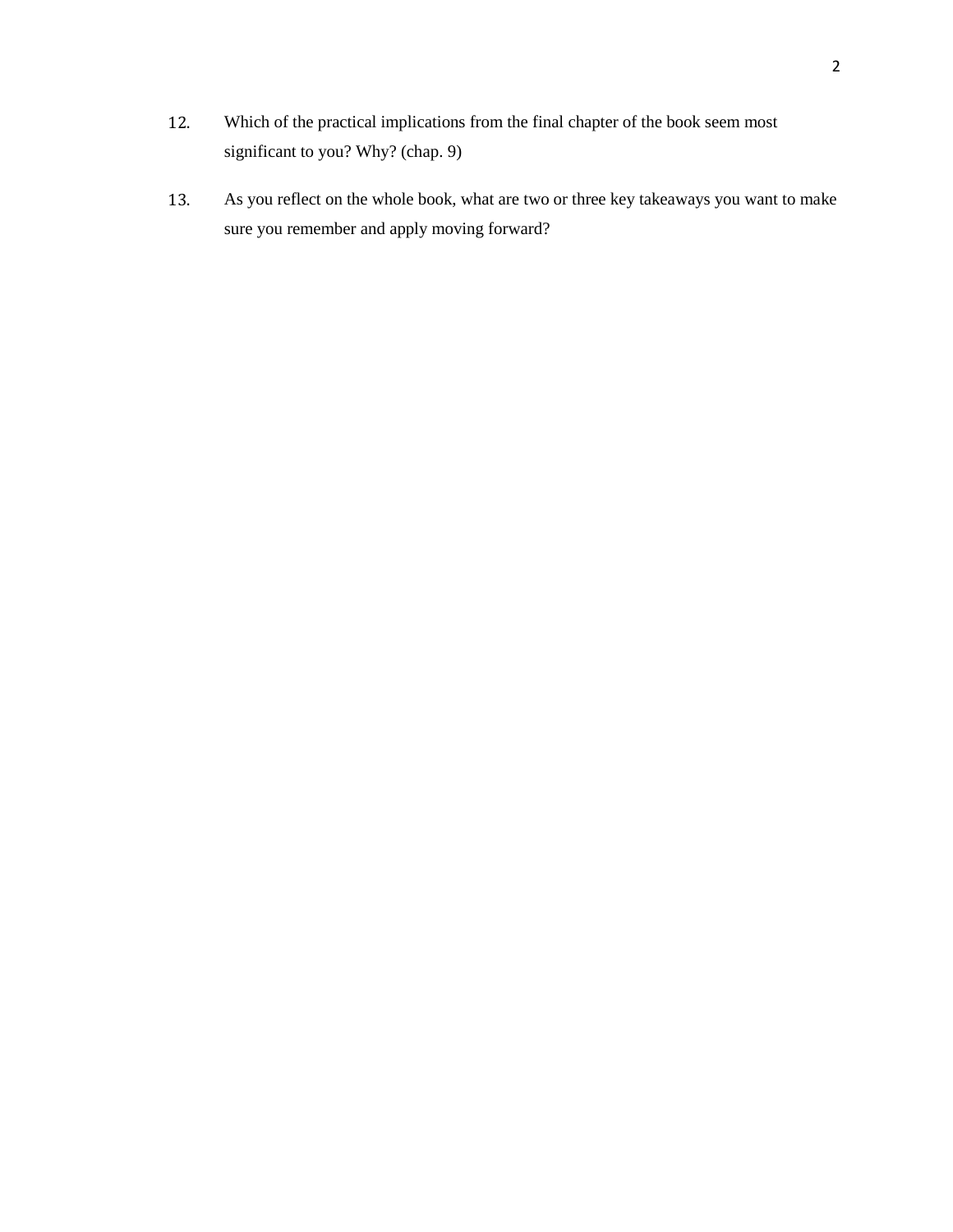12. Which of the practical implications from the final chapter of the book seem most significant to you? Why? (chap. 9)

13. As you reflect on the whole book, what are two or three key takeaways you want to make sure you remember and apply moving forward?